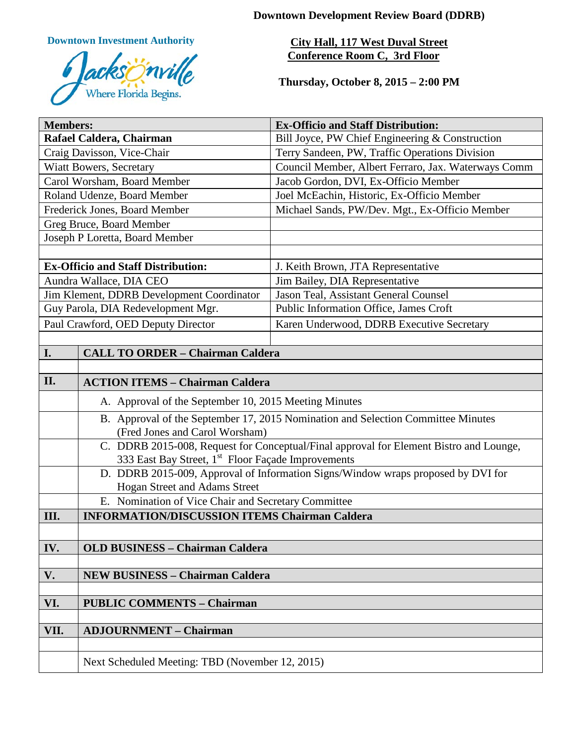**Downtown Development Review Board (DDRB)**

**Downtown Investment Authority**

Jacksonville
Where Florida Begins.

**City Hall, 117 West Duval Street**
**Conference Room C, 3rd Floor**

**Thursday, October 8, 2015 – 2:00 PM**

| **Members:** | **Ex-Officio and Staff Distribution:** |
|---|---|
| **Rafael Caldera, Chairman** | Bill Joyce, PW Chief Engineering & Construction |
| Craig Davisson, Vice-Chair | Terry Sandeen, PW, Traffic Operations Division |
| Wiatt Bowers, Secretary | Council Member, Albert Ferraro, Jax. Waterways Comm |
| Carol Worsham, Board Member | Jacob Gordon, DVI, Ex-Officio Member |
| Roland Udenze, Board Member | Joel McEachin, Historic, Ex-Officio Member |
| Frederick Jones, Board Member | Michael Sands, PW/Dev. Mgt., Ex-Officio Member |
| Greg Bruce, Board Member | |
| Joseph P Loretta, Board Member | |
| | |
| **Ex-Officio and Staff Distribution:** | J. Keith Brown, JTA Representative |
| Aundra Wallace, DIA CEO | Jim Bailey, DIA Representative |
| Jim Klement, DDRB Development Coordinator | Jason Teal, Assistant General Counsel |
| Guy Parola, DIA Redevelopment Mgr. | Public Information Office, James Croft |
| Paul Crawford, OED Deputy Director | Karen Underwood, DDRB Executive Secretary |

| | |
|---|---|
| **I.** | **CALL TO ORDER – Chairman Caldera** |
| | |
| **II.** | **ACTION ITEMS – Chairman Caldera** |
| | A. Approval of the September 10, 2015 Meeting Minutes |
| | B. Approval of the September 17, 2015 Nomination and Selection Committee Minutes (Fred Jones and Carol Worsham) |
| | C. DDRB 2015-008, Request for Conceptual/Final approval for Element Bistro and Lounge, 333 East Bay Street, 1st Floor Façade Improvements |
| | D. DDRB 2015-009, Approval of Information Signs/Window wraps proposed by DVI for Hogan Street and Adams Street |
| | E. Nomination of Vice Chair and Secretary Committee |
| **III.** | **INFORMATION/DISCUSSION ITEMS Chairman Caldera** |
| | |
| **IV.** | **OLD BUSINESS – Chairman Caldera** |
| | |
| **V.** | **NEW BUSINESS – Chairman Caldera** |
| | |
| **VI.** | **PUBLIC COMMENTS – Chairman** |
| | |
| **VII.** | **ADJOURNMENT – Chairman** |
| | |
| | Next Scheduled Meeting: TBD (November 12, 2015) |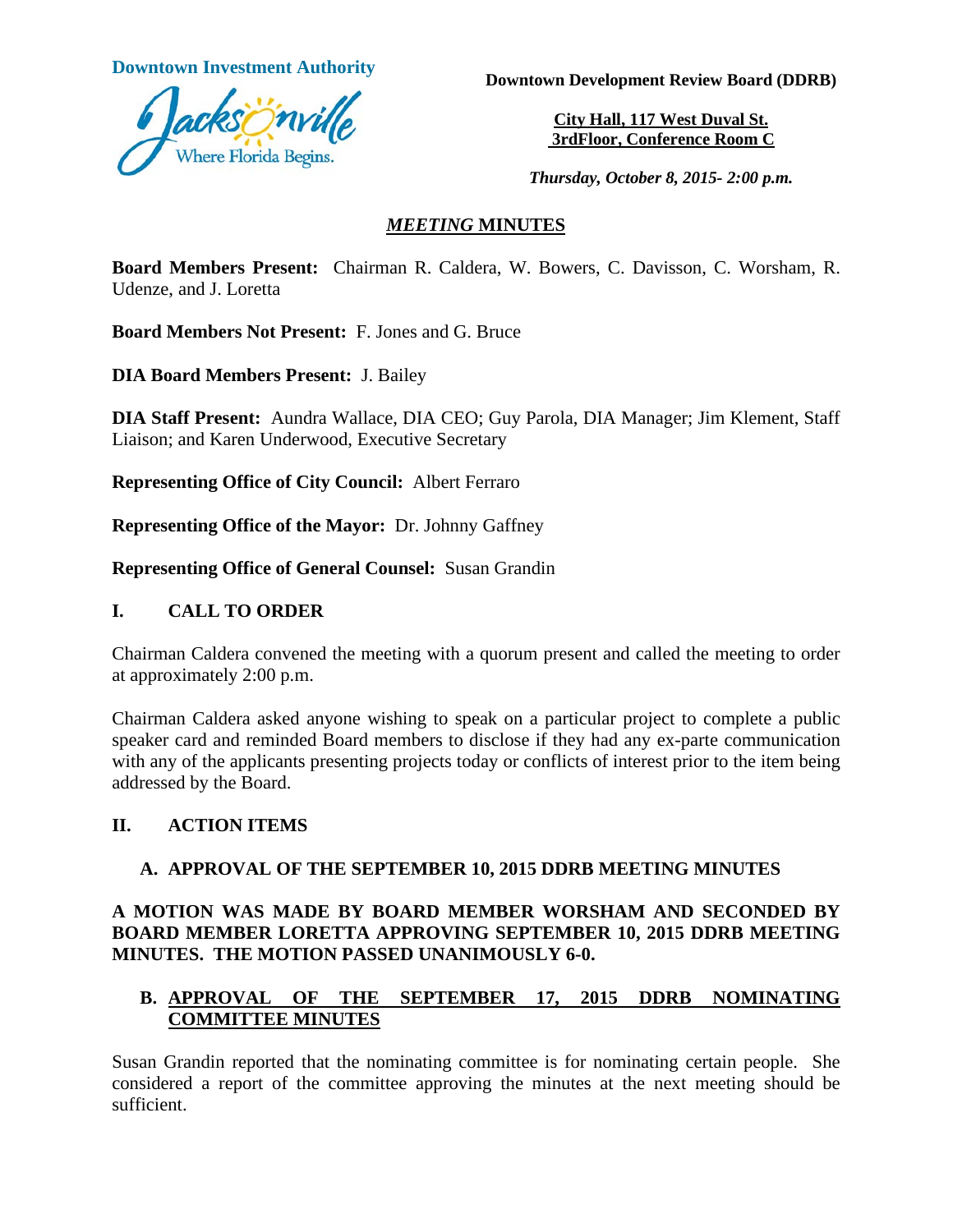**Downtown Investment Authority**

**Downtown Development Review Board (DDRB)**

**City Hall, 117 West Duval St.**
**3rdFloor, Conference Room C**

***Thursday, October 8, 2015- 2:00 p.m.***

# ***MEETING* MINUTES**

**Board Members Present:** Chairman R. Caldera, W. Bowers, C. Davisson, C. Worsham, R. Udenze, and J. Loretta

**Board Members Not Present:** F. Jones and G. Bruce

**DIA Board Members Present:** J. Bailey

**DIA Staff Present:** Aundra Wallace, DIA CEO; Guy Parola, DIA Manager; Jim Klement, Staff Liaison; and Karen Underwood, Executive Secretary

**Representing Office of City Council:** Albert Ferraro

**Representing Office of the Mayor:** Dr. Johnny Gaffney

**Representing Office of General Counsel:** Susan Grandin

## I. CALL TO ORDER

Chairman Caldera convened the meeting with a quorum present and called the meeting to order at approximately 2:00 p.m.

Chairman Caldera asked anyone wishing to speak on a particular project to complete a public speaker card and reminded Board members to disclose if they had any ex-parte communication with any of the applicants presenting projects today or conflicts of interest prior to the item being addressed by the Board.

## II. ACTION ITEMS

### A. APPROVAL OF THE SEPTEMBER 10, 2015 DDRB MEETING MINUTES

**A MOTION WAS MADE BY BOARD MEMBER WORSHAM AND SECONDED BY BOARD MEMBER LORETTA APPROVING SEPTEMBER 10, 2015 DDRB MEETING MINUTES. THE MOTION PASSED UNANIMOUSLY 6-0.**

### B. APPROVAL OF THE SEPTEMBER 17, 2015 DDRB NOMINATING COMMITTEE MINUTES

Susan Grandin reported that the nominating committee is for nominating certain people. She considered a report of the committee approving the minutes at the next meeting should be sufficient.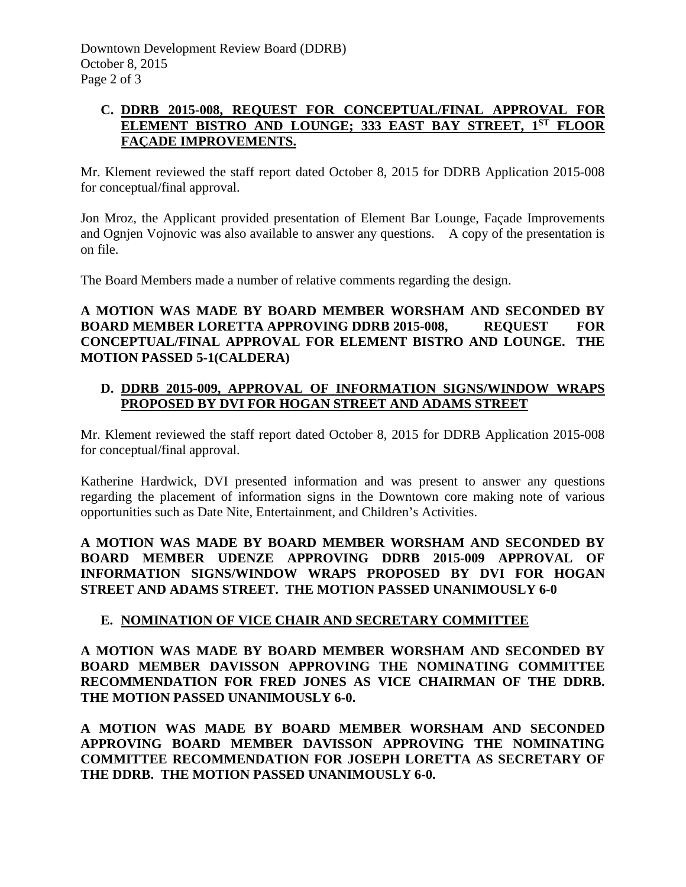**C. DDRB 2015-008, REQUEST FOR CONCEPTUAL/FINAL APPROVAL FOR ELEMENT BISTRO AND LOUNGE; 333 EAST BAY STREET, 1ST FLOOR FAÇADE IMPROVEMENTS.**

Mr. Klement reviewed the staff report dated October 8, 2015 for DDRB Application 2015-008 for conceptual/final approval.

Jon Mroz, the Applicant provided presentation of Element Bar Lounge, Façade Improvements and Ognjen Vojnovic was also available to answer any questions. A copy of the presentation is on file.

The Board Members made a number of relative comments regarding the design.

**A MOTION WAS MADE BY BOARD MEMBER WORSHAM AND SECONDED BY BOARD MEMBER LORETTA APPROVING DDRB 2015-008, REQUEST FOR CONCEPTUAL/FINAL APPROVAL FOR ELEMENT BISTRO AND LOUNGE. THE MOTION PASSED 5-1(CALDERA)**

**D. DDRB 2015-009, APPROVAL OF INFORMATION SIGNS/WINDOW WRAPS PROPOSED BY DVI FOR HOGAN STREET AND ADAMS STREET**

Mr. Klement reviewed the staff report dated October 8, 2015 for DDRB Application 2015-008 for conceptual/final approval.

Katherine Hardwick, DVI presented information and was present to answer any questions regarding the placement of information signs in the Downtown core making note of various opportunities such as Date Nite, Entertainment, and Children's Activities.

**A MOTION WAS MADE BY BOARD MEMBER WORSHAM AND SECONDED BY BOARD MEMBER UDENZE APPROVING DDRB 2015-009 APPROVAL OF INFORMATION SIGNS/WINDOW WRAPS PROPOSED BY DVI FOR HOGAN STREET AND ADAMS STREET. THE MOTION PASSED UNANIMOUSLY 6-0**

**E. NOMINATION OF VICE CHAIR AND SECRETARY COMMITTEE**

**A MOTION WAS MADE BY BOARD MEMBER WORSHAM AND SECONDED BY BOARD MEMBER DAVISSON APPROVING THE NOMINATING COMMITTEE RECOMMENDATION FOR FRED JONES AS VICE CHAIRMAN OF THE DDRB. THE MOTION PASSED UNANIMOUSLY 6-0.**

**A MOTION WAS MADE BY BOARD MEMBER WORSHAM AND SECONDED APPROVING BOARD MEMBER DAVISSON APPROVING THE NOMINATING COMMITTEE RECOMMENDATION FOR JOSEPH LORETTA AS SECRETARY OF THE DDRB. THE MOTION PASSED UNANIMOUSLY 6-0.**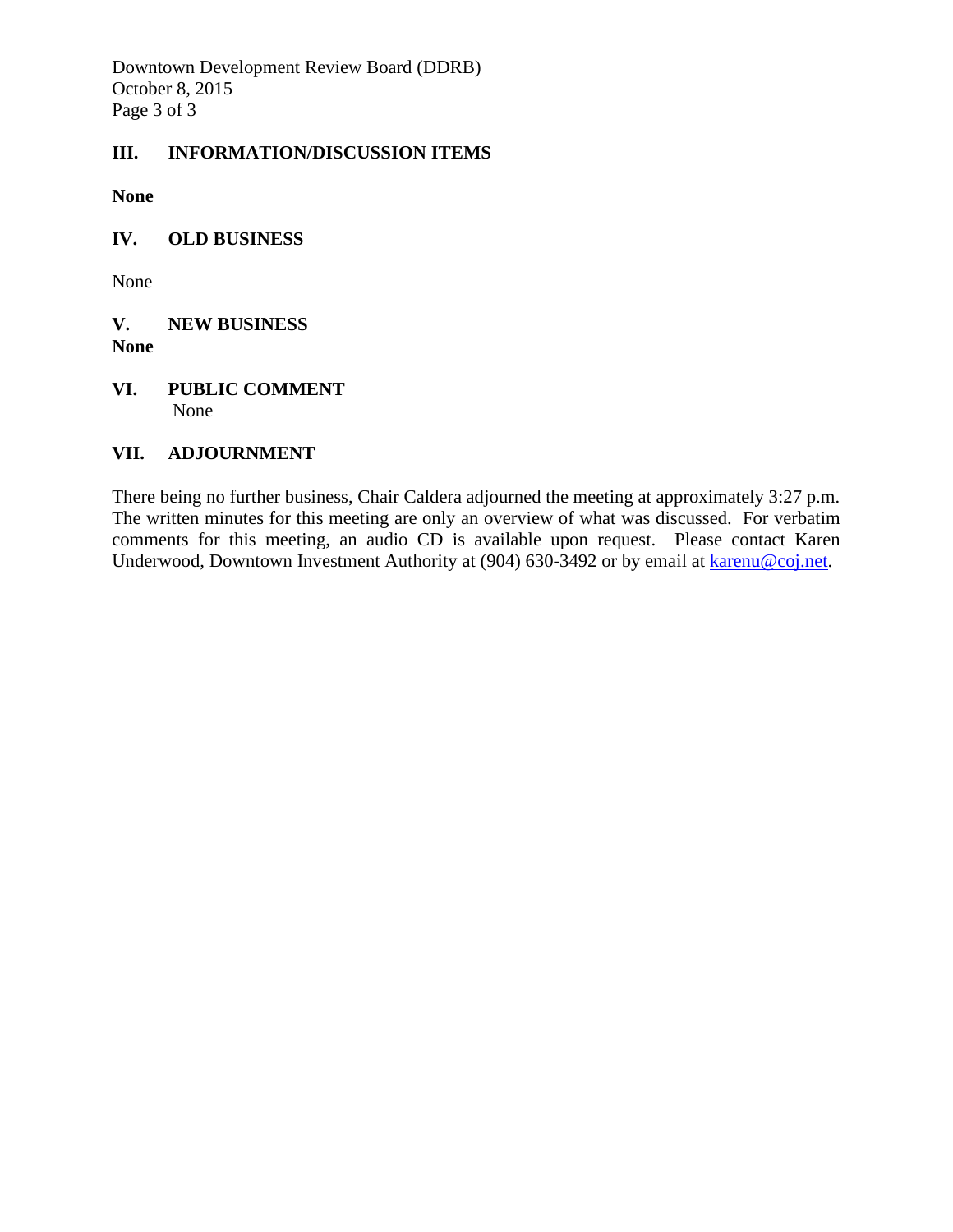## III. INFORMATION/DISCUSSION ITEMS

**None**

## IV. OLD BUSINESS

None

## V. NEW BUSINESS

**None**

## VI. PUBLIC COMMENT

None

## VII. ADJOURNMENT

There being no further business, Chair Caldera adjourned the meeting at approximately 3:27 p.m. The written minutes for this meeting are only an overview of what was discussed. For verbatim comments for this meeting, an audio CD is available upon request. Please contact Karen Underwood, Downtown Investment Authority at (904) 630-3492 or by email at karenu@coj.net.